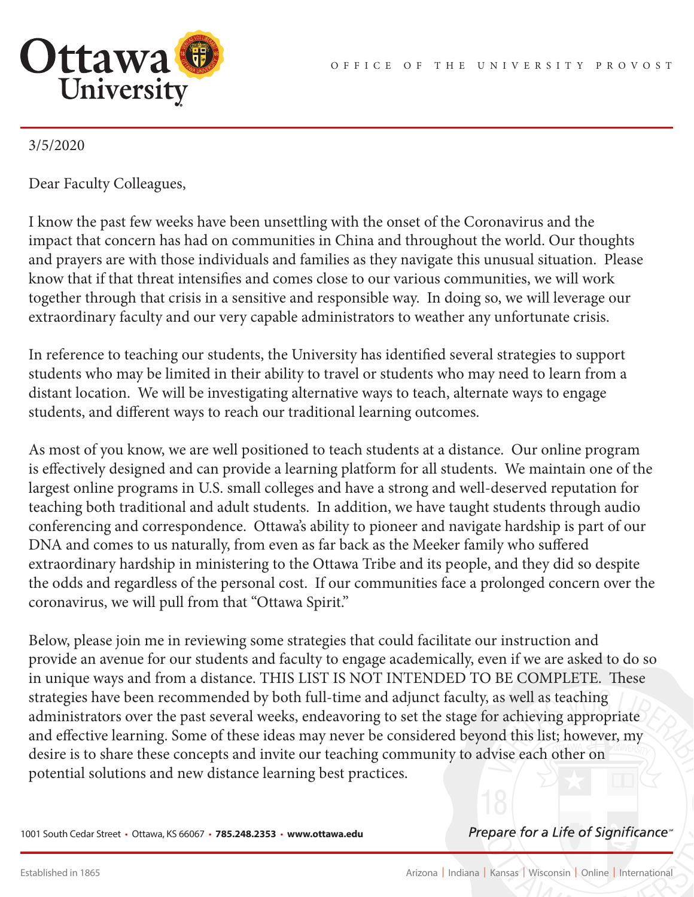Ottawa University

OFFICE OF THE UNIVERSITY PROVOST

3/5/2020

Dear Faculty Colleagues,

I know the past few weeks have been unsettling with the onset of the Coronavirus and the impact that concern has had on communities in China and throughout the world. Our thoughts and prayers are with those individuals and families as they navigate this unusual situation. Please know that if that threat intensifies and comes close to our various communities, we will work together through that crisis in a sensitive and responsible way. In doing so, we will leverage our extraordinary faculty and our very capable administrators to weather any unfortunate crisis.

In reference to teaching our students, the University has identified several strategies to support students who may be limited in their ability to travel or students who may need to learn from a distant location. We will be investigating alternative ways to teach, alternate ways to engage students, and different ways to reach our traditional learning outcomes.

As most of you know, we are well positioned to teach students at a distance. Our online program is effectively designed and can provide a learning platform for all students. We maintain one of the largest online programs in U.S. small colleges and have a strong and well-deserved reputation for teaching both traditional and adult students. In addition, we have taught students through audio conferencing and correspondence. Ottawa's ability to pioneer and navigate hardship is part of our DNA and comes to us naturally, from even as far back as the Meeker family who suffered extraordinary hardship in ministering to the Ottawa Tribe and its people, and they did so despite the odds and regardless of the personal cost. If our communities face a prolonged concern over the coronavirus, we will pull from that "Ottawa Spirit."

Below, please join me in reviewing some strategies that could facilitate our instruction and provide an avenue for our students and faculty to engage academically, even if we are asked to do so in unique ways and from a distance. THIS LIST IS NOT INTENDED TO BE COMPLETE. These strategies have been recommended by both full-time and adjunct faculty, as well as teaching administrators over the past several weeks, endeavoring to set the stage for achieving appropriate and effective learning. Some of these ideas may never be considered beyond this list; however, my desire is to share these concepts and invite our teaching community to advise each other on potential solutions and new distance learning best practices.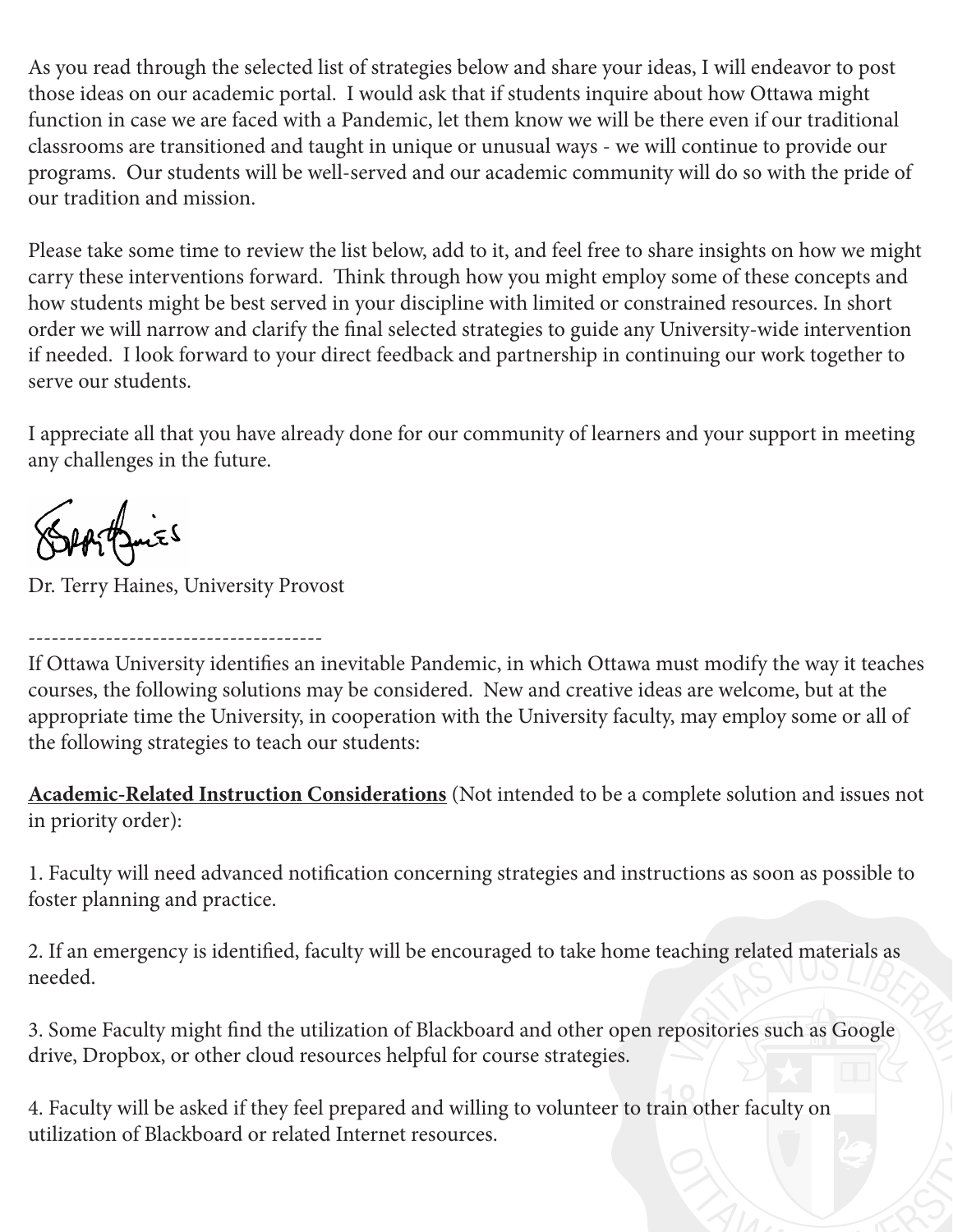As you read through the selected list of strategies below and share your ideas, I will endeavor to post those ideas on our academic portal. I would ask that if students inquire about how Ottawa might function in case we are faced with a Pandemic, let them know we will be there even if our traditional classrooms are transitioned and taught in unique or unusual ways - we will continue to provide our programs. Our students will be well-served and our academic community will do so with the pride of our tradition and mission.

Please take some time to review the list below, add to it, and feel free to share insights on how we might carry these interventions forward. Think through how you might employ some of these concepts and how students might be best served in your discipline with limited or constrained resources. In short order we will narrow and clarify the final selected strategies to guide any University-wide intervention if needed. I look forward to your direct feedback and partnership in continuing our work together to serve our students.

I appreciate all that you have already done for our community of learners and your support in meeting any challenges in the future.

Dr. Terry Haines, University Provost

--------------------------------------

If Ottawa University identifies an inevitable Pandemic, in which Ottawa must modify the way it teaches courses, the following solutions may be considered. New and creative ideas are welcome, but at the appropriate time the University, in cooperation with the University faculty, may employ some or all of the following strategies to teach our students:

**Academic-Related Instruction Considerations** (Not intended to be a complete solution and issues not in priority order):

1. Faculty will need advanced notification concerning strategies and instructions as soon as possible to foster planning and practice.

2. If an emergency is identified, faculty will be encouraged to take home teaching related materials as needed.

3. Some Faculty might find the utilization of Blackboard and other open repositories such as Google drive, Dropbox, or other cloud resources helpful for course strategies.

4. Faculty will be asked if they feel prepared and willing to volunteer to train other faculty on utilization of Blackboard or related Internet resources.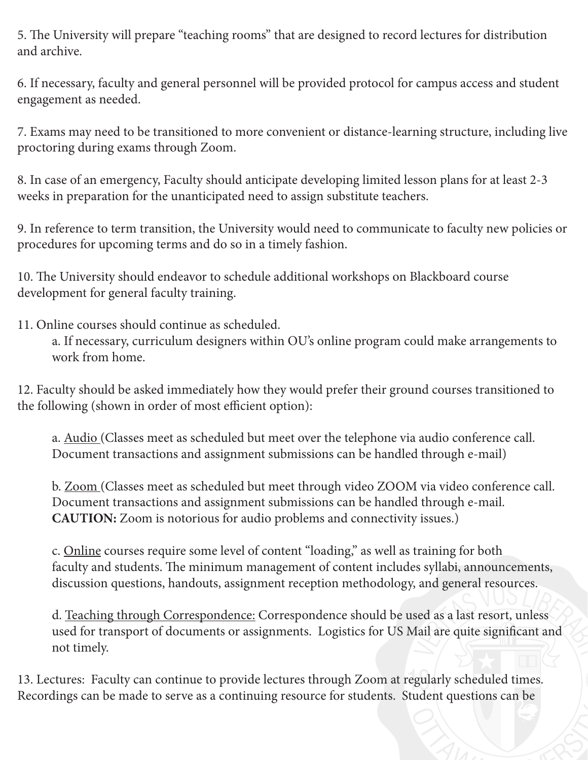5. The University will prepare "teaching rooms" that are designed to record lectures for distribution and archive.

6. If necessary, faculty and general personnel will be provided protocol for campus access and student engagement as needed.

7. Exams may need to be transitioned to more convenient or distance-learning structure, including live proctoring during exams through Zoom.

8. In case of an emergency, Faculty should anticipate developing limited lesson plans for at least 2-3 weeks in preparation for the unanticipated need to assign substitute teachers.

9. In reference to term transition, the University would need to communicate to faculty new policies or procedures for upcoming terms and do so in a timely fashion.

10. The University should endeavor to schedule additional workshops on Blackboard course development for general faculty training.

11. Online courses should continue as scheduled.
    a. If necessary, curriculum designers within OU's online program could make arrangements to work from home.

12. Faculty should be asked immediately how they would prefer their ground courses transitioned to the following (shown in order of most efficient option):

    a. <u>Audio</u> (Classes meet as scheduled but meet over the telephone via audio conference call. Document transactions and assignment submissions can be handled through e-mail)

    b. <u>Zoom</u> (Classes meet as scheduled but meet through video ZOOM via video conference call. Document transactions and assignment submissions can be handled through e-mail. **CAUTION:** Zoom is notorious for audio problems and connectivity issues.)

    c. <u>Online</u> courses require some level of content "loading," as well as training for both faculty and students. The minimum management of content includes syllabi, announcements, discussion questions, handouts, assignment reception methodology, and general resources.

    d. <u>Teaching through Correspondence:</u> Correspondence should be used as a last resort, unless used for transport of documents or assignments. Logistics for US Mail are quite significant and not timely.

13. Lectures: Faculty can continue to provide lectures through Zoom at regularly scheduled times. Recordings can be made to serve as a continuing resource for students. Student questions can be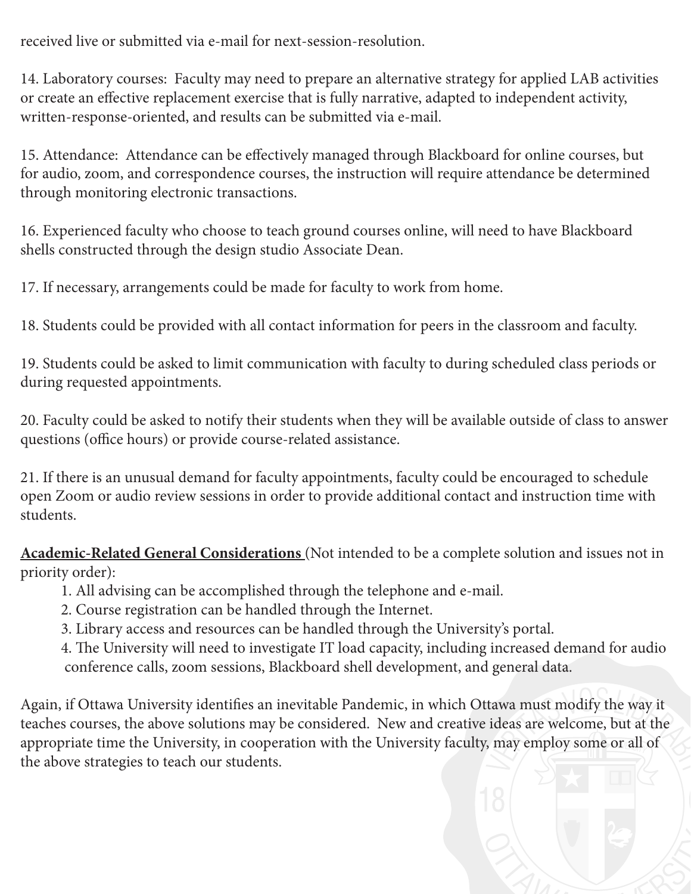received live or submitted via e-mail for next-session-resolution.

14. Laboratory courses: Faculty may need to prepare an alternative strategy for applied LAB activities or create an effective replacement exercise that is fully narrative, adapted to independent activity, written-response-oriented, and results can be submitted via e-mail.

15. Attendance: Attendance can be effectively managed through Blackboard for online courses, but for audio, zoom, and correspondence courses, the instruction will require attendance be determined through monitoring electronic transactions.

16. Experienced faculty who choose to teach ground courses online, will need to have Blackboard shells constructed through the design studio Associate Dean.

17. If necessary, arrangements could be made for faculty to work from home.

18. Students could be provided with all contact information for peers in the classroom and faculty.

19. Students could be asked to limit communication with faculty to during scheduled class periods or during requested appointments.

20. Faculty could be asked to notify their students when they will be available outside of class to answer questions (office hours) or provide course-related assistance.

21. If there is an unusual demand for faculty appointments, faculty could be encouraged to schedule open Zoom or audio review sessions in order to provide additional contact and instruction time with students.

**Academic-Related General Considerations** (Not intended to be a complete solution and issues not in priority order):

1. All advising can be accomplished through the telephone and e-mail.
2. Course registration can be handled through the Internet.
3. Library access and resources can be handled through the University's portal.
4. The University will need to investigate IT load capacity, including increased demand for audio conference calls, zoom sessions, Blackboard shell development, and general data.

Again, if Ottawa University identifies an inevitable Pandemic, in which Ottawa must modify the way it teaches courses, the above solutions may be considered. New and creative ideas are welcome, but at the appropriate time the University, in cooperation with the University faculty, may employ some or all of the above strategies to teach our students.